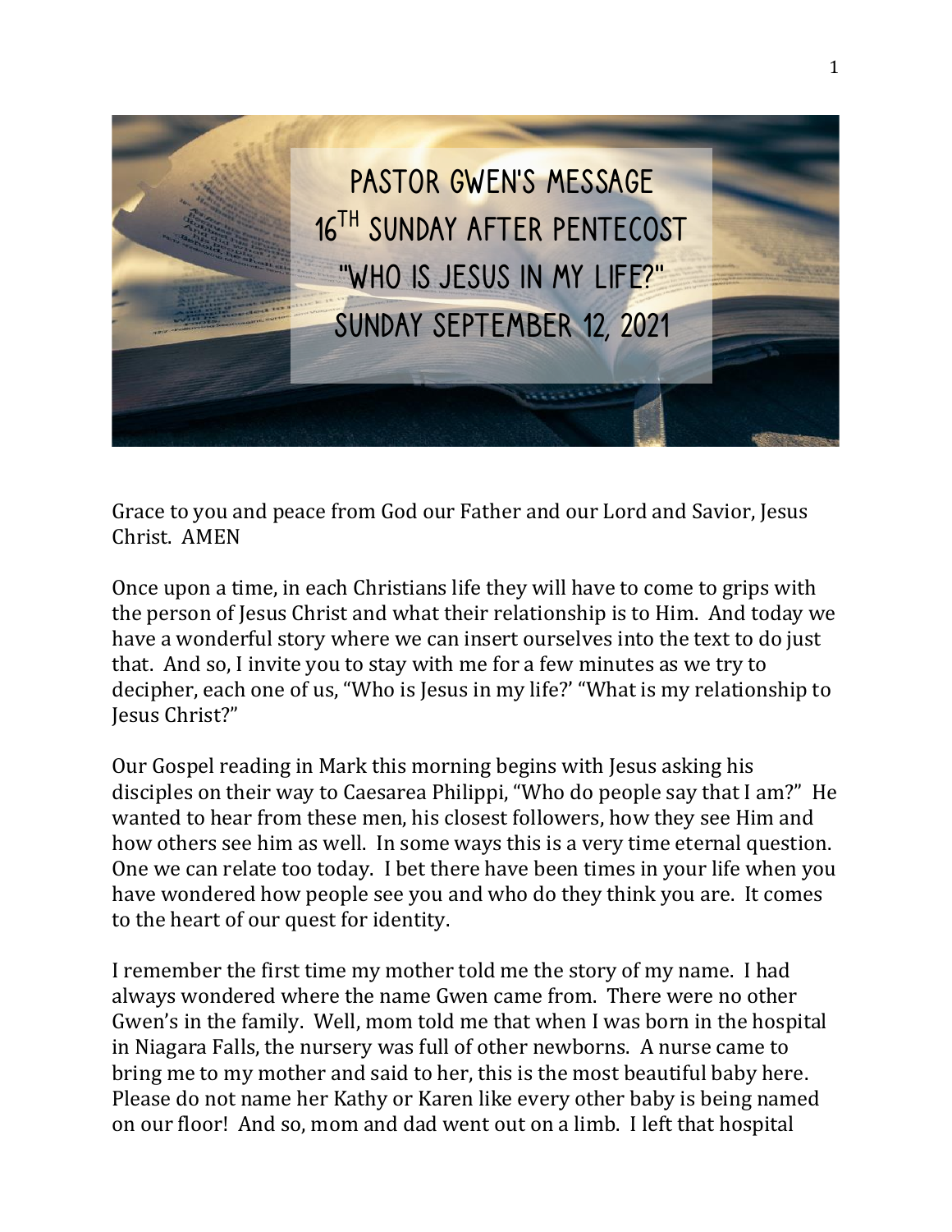# PASTOR GWEN'S MESSAGE
## 16TH SUNDAY AFTER PENTECOST
## "WHO IS JESUS IN MY LIFE?"
## SUNDAY SEPTEMBER 12, 2021

Grace to you and peace from God our Father and our Lord and Savior, Jesus Christ. AMEN

Once upon a time, in each Christians life they will have to come to grips with the person of Jesus Christ and what their relationship is to Him. And today we have a wonderful story where we can insert ourselves into the text to do just that. And so, I invite you to stay with me for a few minutes as we try to decipher, each one of us, "Who is Jesus in my life?' "What is my relationship to Jesus Christ?"

Our Gospel reading in Mark this morning begins with Jesus asking his disciples on their way to Caesarea Philippi, "Who do people say that I am?" He wanted to hear from these men, his closest followers, how they see Him and how others see him as well. In some ways this is a very time eternal question. One we can relate too today. I bet there have been times in your life when you have wondered how people see you and who do they think you are. It comes to the heart of our quest for identity.

I remember the first time my mother told me the story of my name. I had always wondered where the name Gwen came from. There were no other Gwen's in the family. Well, mom told me that when I was born in the hospital in Niagara Falls, the nursery was full of other newborns. A nurse came to bring me to my mother and said to her, this is the most beautiful baby here. Please do not name her Kathy or Karen like every other baby is being named on our floor! And so, mom and dad went out on a limb. I left that hospital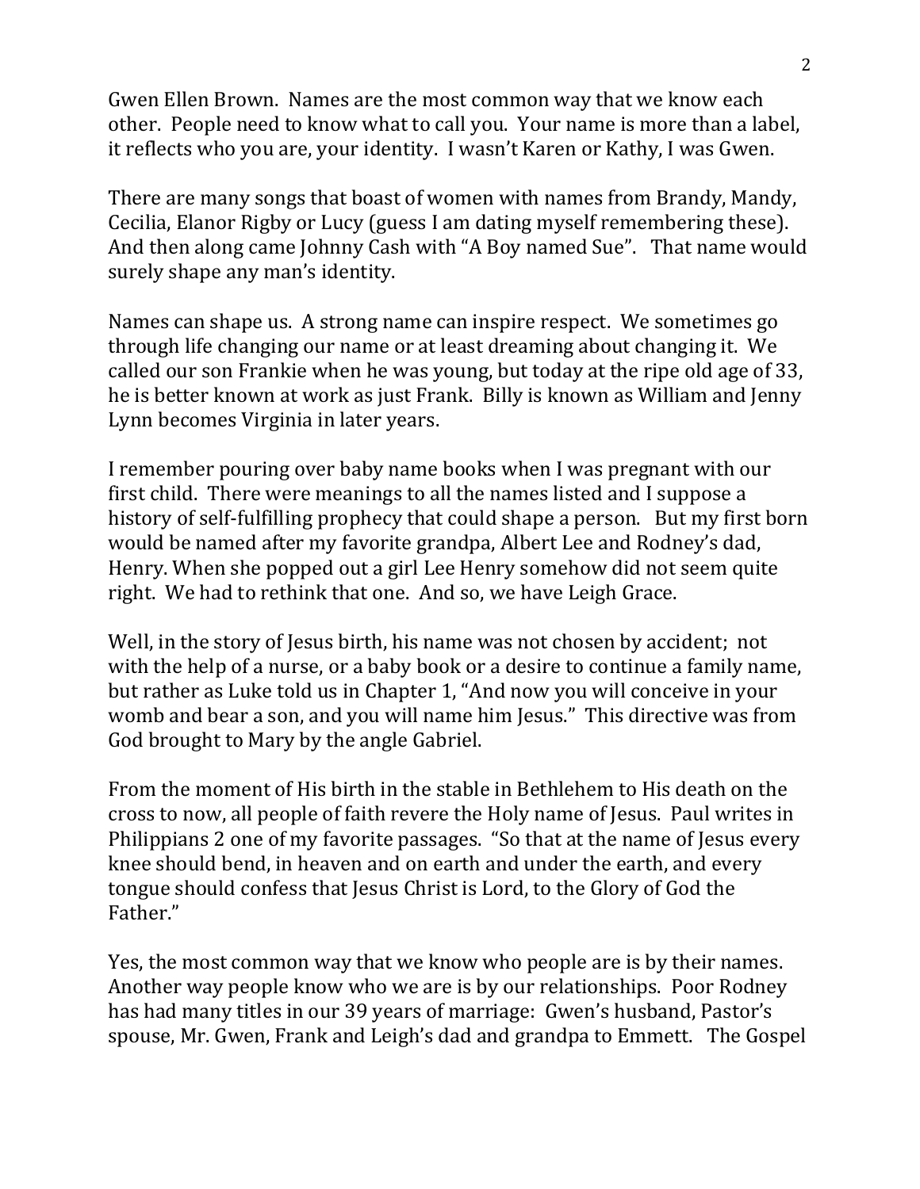Gwen Ellen Brown. Names are the most common way that we know each other. People need to know what to call you. Your name is more than a label, it reflects who you are, your identity. I wasn't Karen or Kathy, I was Gwen.

There are many songs that boast of women with names from Brandy, Mandy, Cecilia, Elanor Rigby or Lucy (guess I am dating myself remembering these). And then along came Johnny Cash with "A Boy named Sue". That name would surely shape any man's identity.

Names can shape us. A strong name can inspire respect. We sometimes go through life changing our name or at least dreaming about changing it. We called our son Frankie when he was young, but today at the ripe old age of 33, he is better known at work as just Frank. Billy is known as William and Jenny Lynn becomes Virginia in later years.

I remember pouring over baby name books when I was pregnant with our first child. There were meanings to all the names listed and I suppose a history of self-fulfilling prophecy that could shape a person. But my first born would be named after my favorite grandpa, Albert Lee and Rodney's dad, Henry. When she popped out a girl Lee Henry somehow did not seem quite right. We had to rethink that one. And so, we have Leigh Grace.

Well, in the story of Jesus birth, his name was not chosen by accident; not with the help of a nurse, or a baby book or a desire to continue a family name, but rather as Luke told us in Chapter 1, "And now you will conceive in your womb and bear a son, and you will name him Jesus." This directive was from God brought to Mary by the angle Gabriel.

From the moment of His birth in the stable in Bethlehem to His death on the cross to now, all people of faith revere the Holy name of Jesus. Paul writes in Philippians 2 one of my favorite passages. "So that at the name of Jesus every knee should bend, in heaven and on earth and under the earth, and every tongue should confess that Jesus Christ is Lord, to the Glory of God the Father."

Yes, the most common way that we know who people are is by their names. Another way people know who we are is by our relationships. Poor Rodney has had many titles in our 39 years of marriage: Gwen's husband, Pastor's spouse, Mr. Gwen, Frank and Leigh's dad and grandpa to Emmett. The Gospel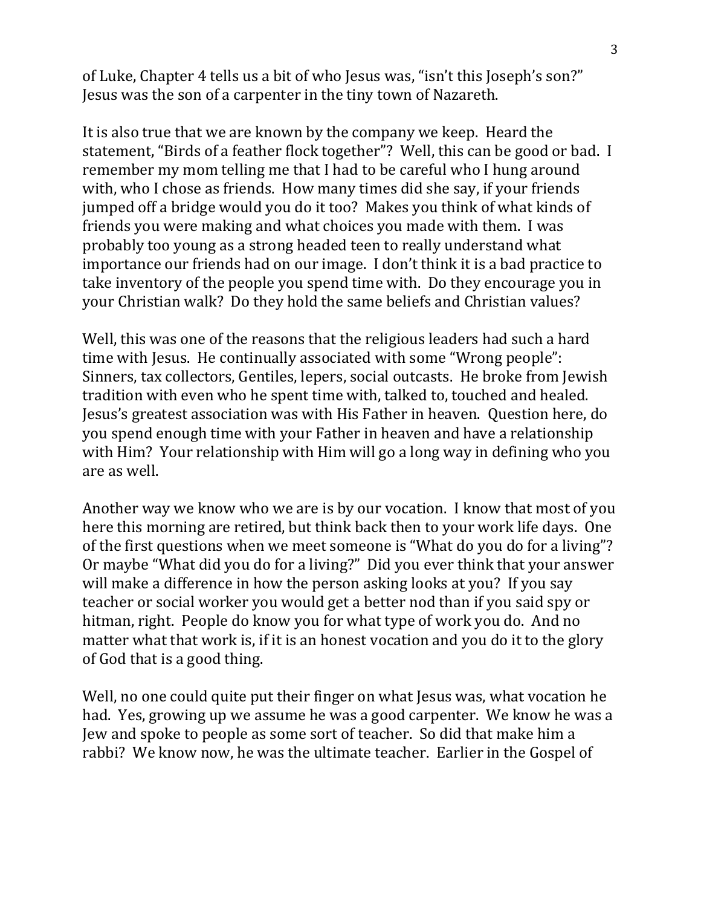of Luke, Chapter 4 tells us a bit of who Jesus was, "isn't this Joseph's son?" Jesus was the son of a carpenter in the tiny town of Nazareth.

It is also true that we are known by the company we keep. Heard the statement, "Birds of a feather flock together"? Well, this can be good or bad. I remember my mom telling me that I had to be careful who I hung around with, who I chose as friends. How many times did she say, if your friends jumped off a bridge would you do it too? Makes you think of what kinds of friends you were making and what choices you made with them. I was probably too young as a strong headed teen to really understand what importance our friends had on our image. I don't think it is a bad practice to take inventory of the people you spend time with. Do they encourage you in your Christian walk? Do they hold the same beliefs and Christian values?

Well, this was one of the reasons that the religious leaders had such a hard time with Jesus. He continually associated with some "Wrong people": Sinners, tax collectors, Gentiles, lepers, social outcasts. He broke from Jewish tradition with even who he spent time with, talked to, touched and healed. Jesus's greatest association was with His Father in heaven. Question here, do you spend enough time with your Father in heaven and have a relationship with Him? Your relationship with Him will go a long way in defining who you are as well.

Another way we know who we are is by our vocation. I know that most of you here this morning are retired, but think back then to your work life days. One of the first questions when we meet someone is "What do you do for a living"? Or maybe "What did you do for a living?" Did you ever think that your answer will make a difference in how the person asking looks at you? If you say teacher or social worker you would get a better nod than if you said spy or hitman, right. People do know you for what type of work you do. And no matter what that work is, if it is an honest vocation and you do it to the glory of God that is a good thing.

Well, no one could quite put their finger on what Jesus was, what vocation he had. Yes, growing up we assume he was a good carpenter. We know he was a Jew and spoke to people as some sort of teacher. So did that make him a rabbi? We know now, he was the ultimate teacher. Earlier in the Gospel of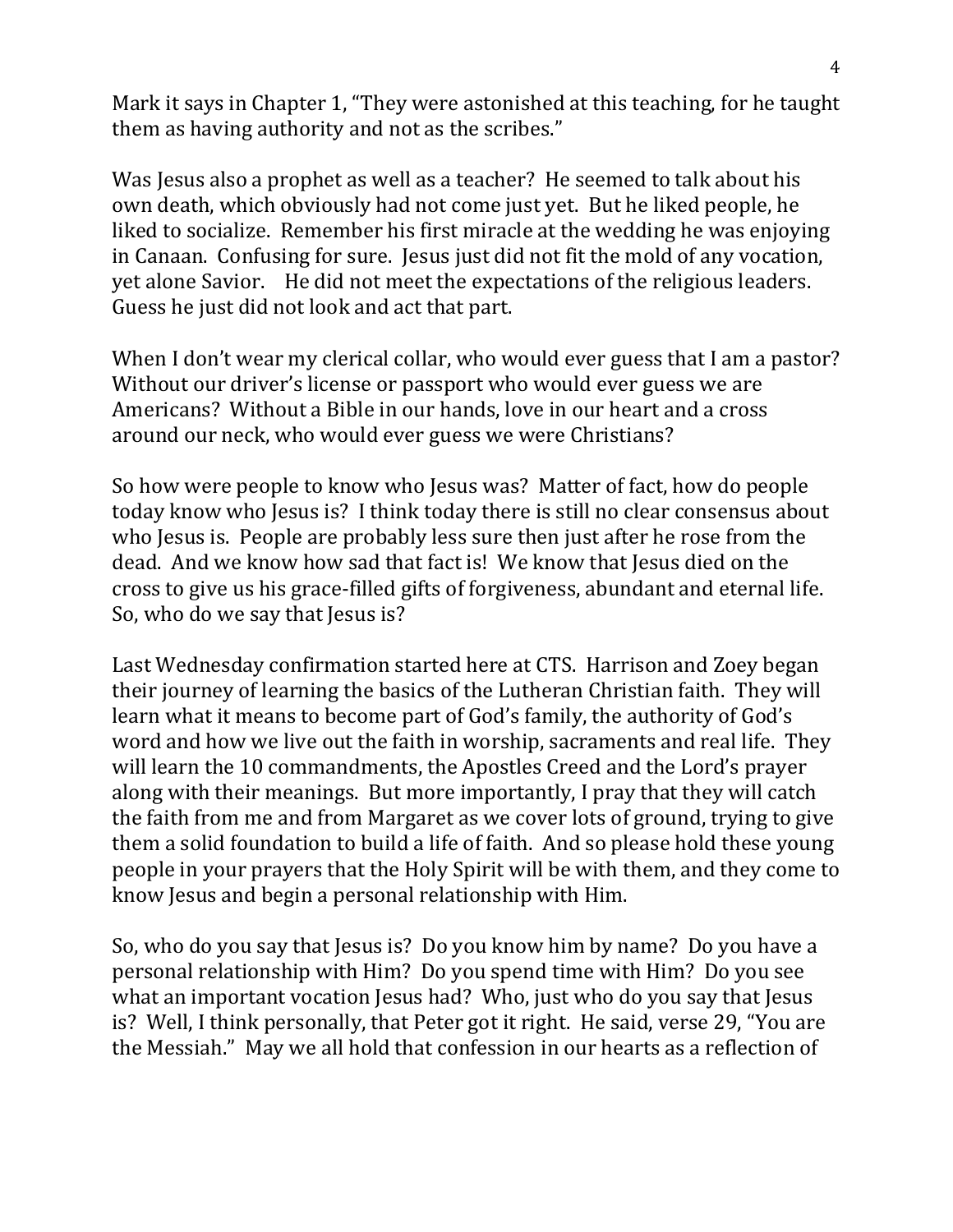Mark it says in Chapter 1, "They were astonished at this teaching, for he taught them as having authority and not as the scribes."

Was Jesus also a prophet as well as a teacher? He seemed to talk about his own death, which obviously had not come just yet. But he liked people, he liked to socialize. Remember his first miracle at the wedding he was enjoying in Canaan. Confusing for sure. Jesus just did not fit the mold of any vocation, yet alone Savior. He did not meet the expectations of the religious leaders. Guess he just did not look and act that part.

When I don't wear my clerical collar, who would ever guess that I am a pastor? Without our driver's license or passport who would ever guess we are Americans? Without a Bible in our hands, love in our heart and a cross around our neck, who would ever guess we were Christians?

So how were people to know who Jesus was? Matter of fact, how do people today know who Jesus is? I think today there is still no clear consensus about who Jesus is. People are probably less sure then just after he rose from the dead. And we know how sad that fact is! We know that Jesus died on the cross to give us his grace-filled gifts of forgiveness, abundant and eternal life. So, who do we say that Jesus is?

Last Wednesday confirmation started here at CTS. Harrison and Zoey began their journey of learning the basics of the Lutheran Christian faith. They will learn what it means to become part of God's family, the authority of God's word and how we live out the faith in worship, sacraments and real life. They will learn the 10 commandments, the Apostles Creed and the Lord's prayer along with their meanings. But more importantly, I pray that they will catch the faith from me and from Margaret as we cover lots of ground, trying to give them a solid foundation to build a life of faith. And so please hold these young people in your prayers that the Holy Spirit will be with them, and they come to know Jesus and begin a personal relationship with Him.

So, who do you say that Jesus is? Do you know him by name? Do you have a personal relationship with Him? Do you spend time with Him? Do you see what an important vocation Jesus had? Who, just who do you say that Jesus is? Well, I think personally, that Peter got it right. He said, verse 29, "You are the Messiah." May we all hold that confession in our hearts as a reflection of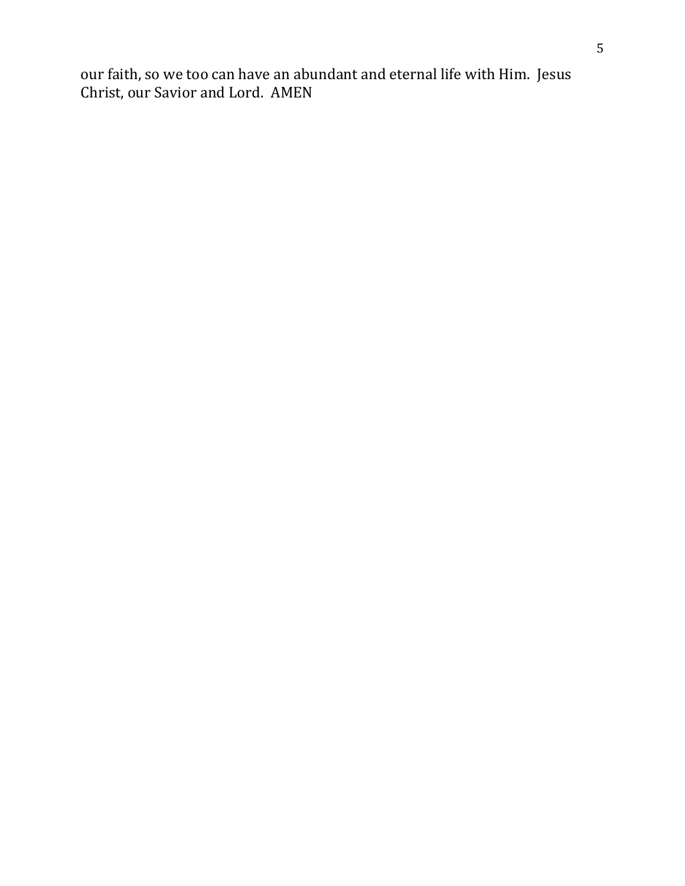our faith, so we too can have an abundant and eternal life with Him. Jesus Christ, our Savior and Lord. AMEN